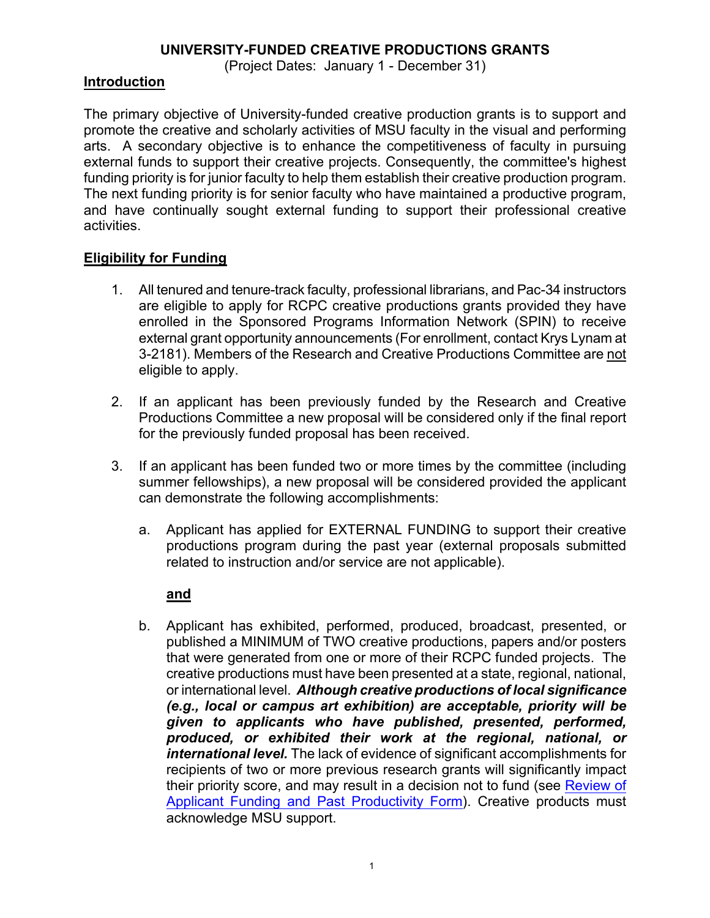# UNIVERSITY-FUNDED CREATIVE PRODUCTIONS GRANTS

(Project Dates: January 1 - December 31)

## Introduction

The primary objective of University-funded creative production grants is to support and promote the creative and scholarly activities of MSU faculty in the visual and performing arts. A secondary objective is to enhance the competitiveness of faculty in pursuing external funds to support their creative projects. Consequently, the committee's highest funding priority is for junior faculty to help them establish their creative production program. The next funding priority is for senior faculty who have maintained a productive program, and have continually sought external funding to support their professional creative activities.

## Eligibility for Funding

1. All tenured and tenure-track faculty, professional librarians, and Pac-34 instructors are eligible to apply for RCPC creative productions grants provided they have enrolled in the Sponsored Programs Information Network (SPIN) to receive external grant opportunity announcements (For enrollment, contact Krys Lynam at 3-2181). Members of the Research and Creative Productions Committee are not eligible to apply.

2. If an applicant has been previously funded by the Research and Creative Productions Committee a new proposal will be considered only if the final report for the previously funded proposal has been received.

3. If an applicant has been funded two or more times by the committee (including summer fellowships), a new proposal will be considered provided the applicant can demonstrate the following accomplishments:

   a. Applicant has applied for EXTERNAL FUNDING to support their creative productions program during the past year (external proposals submitted related to instruction and/or service are not applicable).

   **and**

   b. Applicant has exhibited, performed, produced, broadcast, presented, or published a MINIMUM of TWO creative productions, papers and/or posters that were generated from one or more of their RCPC funded projects. The creative productions must have been presented at a state, regional, national, or international level. ***Although creative productions of local significance (e.g., local or campus art exhibition) are acceptable, priority will be given to applicants who have published, presented, performed, produced, or exhibited their work at the regional, national, or international level.*** The lack of evidence of significant accomplishments for recipients of two or more previous research grants will significantly impact their priority score, and may result in a decision not to fund (see Review of Applicant Funding and Past Productivity Form). Creative products must acknowledge MSU support.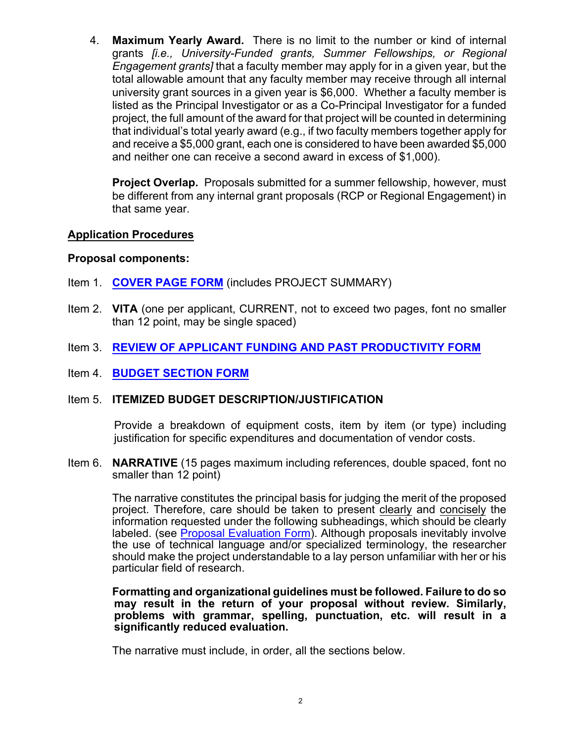4. **Maximum Yearly Award.** There is no limit to the number or kind of internal grants *[i.e., University-Funded grants, Summer Fellowships, or Regional Engagement grants]* that a faculty member may apply for in a given year, but the total allowable amount that any faculty member may receive through all internal university grant sources in a given year is $6,000. Whether a faculty member is listed as the Principal Investigator or as a Co-Principal Investigator for a funded project, the full amount of the award for that project will be counted in determining that individual's total yearly award (e.g., if two faculty members together apply for and receive a $5,000 grant, each one is considered to have been awarded $5,000 and neither one can receive a second award in excess of $1,000).

   **Project Overlap.** Proposals submitted for a summer fellowship, however, must be different from any internal grant proposals (RCP or Regional Engagement) in that same year.

## Application Procedures

**Proposal components:**

Item 1. **COVER PAGE FORM** (includes PROJECT SUMMARY)

Item 2. **VITA** (one per applicant, CURRENT, not to exceed two pages, font no smaller than 12 point, may be single spaced)

Item 3. **REVIEW OF APPLICANT FUNDING AND PAST PRODUCTIVITY FORM**

Item 4. **BUDGET SECTION FORM**

Item 5. **ITEMIZED BUDGET DESCRIPTION/JUSTIFICATION**

Provide a breakdown of equipment costs, item by item (or type) including justification for specific expenditures and documentation of vendor costs.

Item 6. **NARRATIVE** (15 pages maximum including references, double spaced, font no smaller than 12 point)

The narrative constitutes the principal basis for judging the merit of the proposed project. Therefore, care should be taken to present clearly and concisely the information requested under the following subheadings, which should be clearly labeled. (see Proposal Evaluation Form). Although proposals inevitably involve the use of technical language and/or specialized terminology, the researcher should make the project understandable to a lay person unfamiliar with her or his particular field of research.

**Formatting and organizational guidelines must be followed. Failure to do so may result in the return of your proposal without review. Similarly, problems with grammar, spelling, punctuation, etc. will result in a significantly reduced evaluation.**

The narrative must include, in order, all the sections below.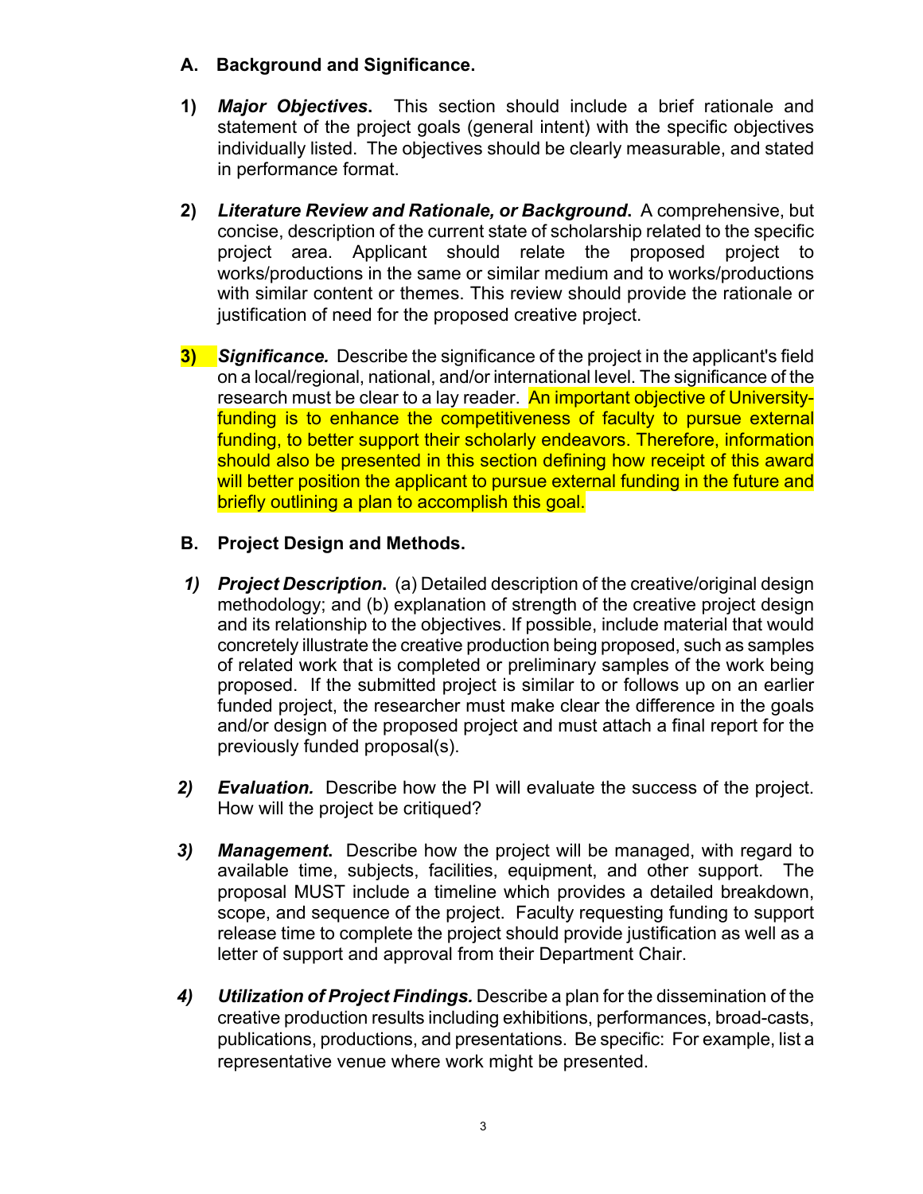## A. Background and Significance.

**1)** ***Major Objectives*.** This section should include a brief rationale and statement of the project goals (general intent) with the specific objectives individually listed. The objectives should be clearly measurable, and stated in performance format.

**2)** ***Literature Review and Rationale, or Background*.** A comprehensive, but concise, description of the current state of scholarship related to the specific project area. Applicant should relate the proposed project to works/productions in the same or similar medium and to works/productions with similar content or themes. This review should provide the rationale or justification of need for the proposed creative project.

**3)** ***Significance.*** Describe the significance of the project in the applicant's field on a local/regional, national, and/or international level. The significance of the research must be clear to a lay reader. An important objective of University-funding is to enhance the competitiveness of faculty to pursue external funding, to better support their scholarly endeavors. Therefore, information should also be presented in this section defining how receipt of this award will better position the applicant to pursue external funding in the future and briefly outlining a plan to accomplish this goal.

## B. Project Design and Methods.

***1)*** ***Project Description*.** (a) Detailed description of the creative/original design methodology; and (b) explanation of strength of the creative project design and its relationship to the objectives. If possible, include material that would concretely illustrate the creative production being proposed, such as samples of related work that is completed or preliminary samples of the work being proposed. If the submitted project is similar to or follows up on an earlier funded project, the researcher must make clear the difference in the goals and/or design of the proposed project and must attach a final report for the previously funded proposal(s).

***2)*** ***Evaluation.*** Describe how the PI will evaluate the success of the project. How will the project be critiqued?

***3)*** ***Management*.** Describe how the project will be managed, with regard to available time, subjects, facilities, equipment, and other support. The proposal MUST include a timeline which provides a detailed breakdown, scope, and sequence of the project. Faculty requesting funding to support release time to complete the project should provide justification as well as a letter of support and approval from their Department Chair.

***4)*** ***Utilization of Project Findings.*** Describe a plan for the dissemination of the creative production results including exhibitions, performances, broad-casts, publications, productions, and presentations. Be specific: For example, list a representative venue where work might be presented.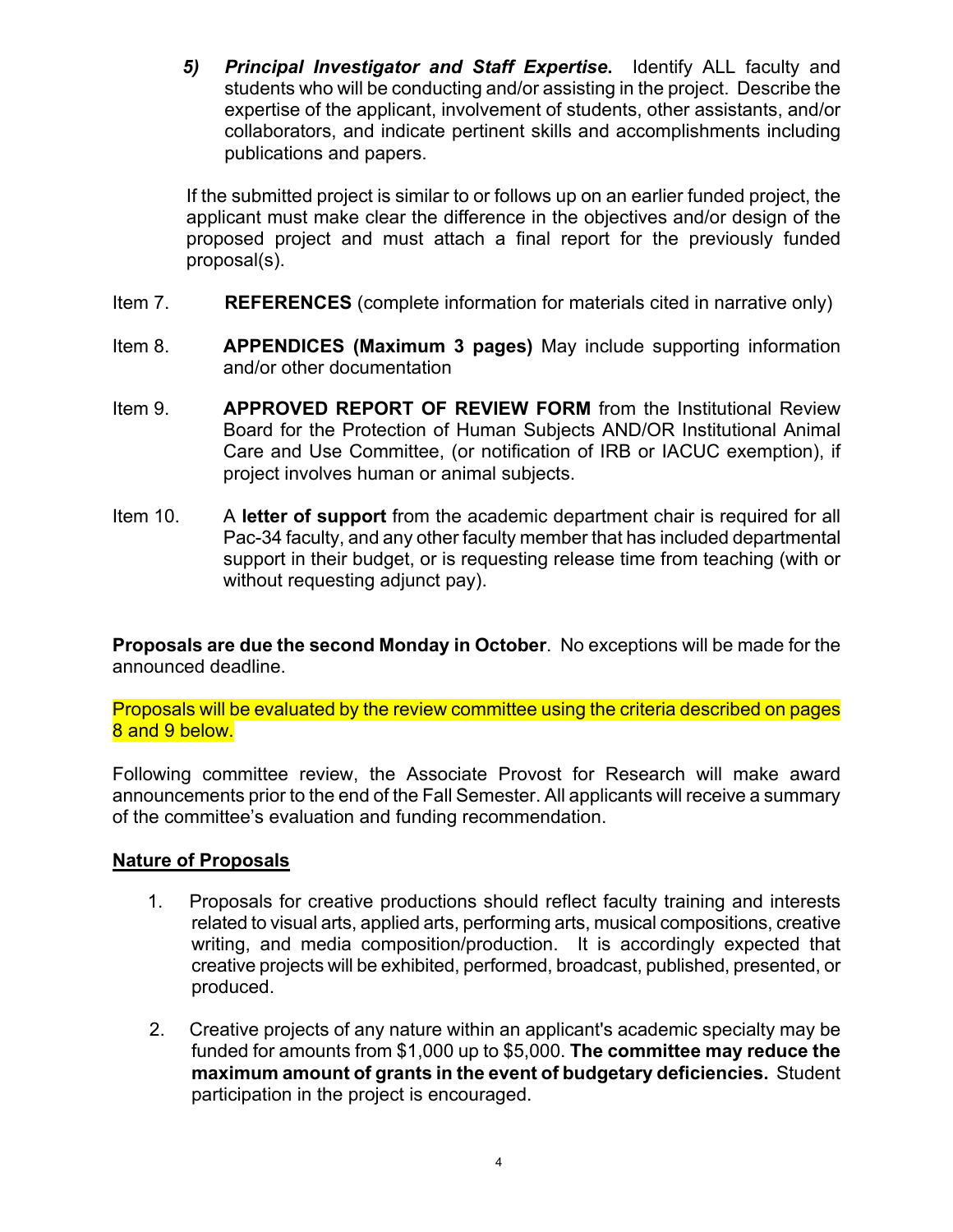5) ***Principal Investigator and Staff Expertise.*** Identify ALL faculty and students who will be conducting and/or assisting in the project. Describe the expertise of the applicant, involvement of students, other assistants, and/or collaborators, and indicate pertinent skills and accomplishments including publications and papers.

If the submitted project is similar to or follows up on an earlier funded project, the applicant must make clear the difference in the objectives and/or design of the proposed project and must attach a final report for the previously funded proposal(s).

Item 7. **REFERENCES** (complete information for materials cited in narrative only)

Item 8. **APPENDICES (Maximum 3 pages)** May include supporting information and/or other documentation

Item 9. **APPROVED REPORT OF REVIEW FORM** from the Institutional Review Board for the Protection of Human Subjects AND/OR Institutional Animal Care and Use Committee, (or notification of IRB or IACUC exemption), if project involves human or animal subjects.

Item 10. A **letter of support** from the academic department chair is required for all Pac-34 faculty, and any other faculty member that has included departmental support in their budget, or is requesting release time from teaching (with or without requesting adjunct pay).

**Proposals are due the second Monday in October**. No exceptions will be made for the announced deadline.

Proposals will be evaluated by the review committee using the criteria described on pages 8 and 9 below.

Following committee review, the Associate Provost for Research will make award announcements prior to the end of the Fall Semester. All applicants will receive a summary of the committee's evaluation and funding recommendation.

## **Nature of Proposals**

1. Proposals for creative productions should reflect faculty training and interests related to visual arts, applied arts, performing arts, musical compositions, creative writing, and media composition/production. It is accordingly expected that creative projects will be exhibited, performed, broadcast, published, presented, or produced.

2. Creative projects of any nature within an applicant's academic specialty may be funded for amounts from $1,000 up to $5,000. **The committee may reduce the maximum amount of grants in the event of budgetary deficiencies.** Student participation in the project is encouraged.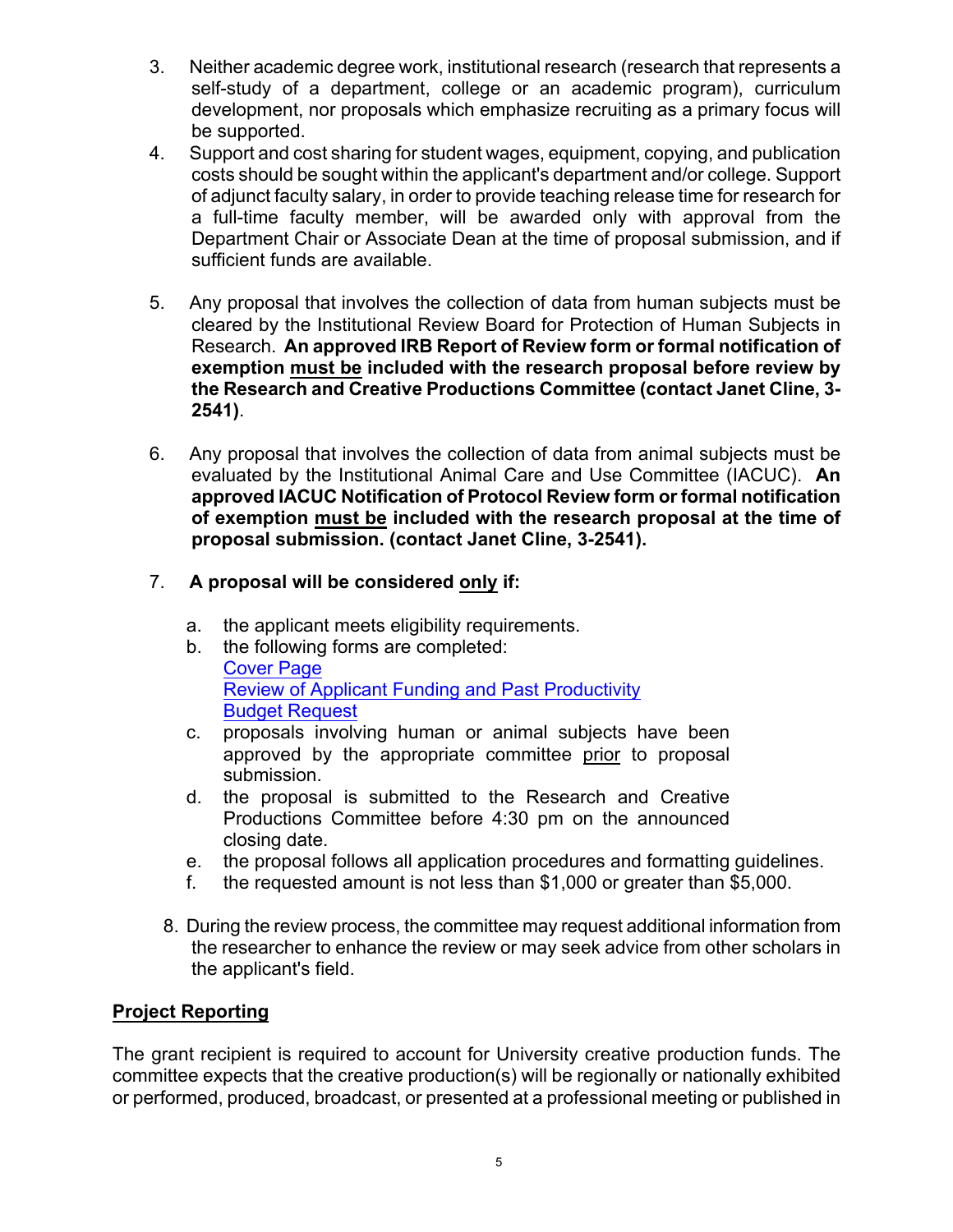3. Neither academic degree work, institutional research (research that represents a self-study of a department, college or an academic program), curriculum development, nor proposals which emphasize recruiting as a primary focus will be supported.

4. Support and cost sharing for student wages, equipment, copying, and publication costs should be sought within the applicant's department and/or college. Support of adjunct faculty salary, in order to provide teaching release time for research for a full-time faculty member, will be awarded only with approval from the Department Chair or Associate Dean at the time of proposal submission, and if sufficient funds are available.

5. Any proposal that involves the collection of data from human subjects must be cleared by the Institutional Review Board for Protection of Human Subjects in Research. **An approved IRB Report of Review form or formal notification of exemption must be included with the research proposal before review by the Research and Creative Productions Committee (contact Janet Cline, 3-2541)**.

6. Any proposal that involves the collection of data from animal subjects must be evaluated by the Institutional Animal Care and Use Committee (IACUC). **An approved IACUC Notification of Protocol Review form or formal notification of exemption must be included with the research proposal at the time of proposal submission. (contact Janet Cline, 3-2541).**

7. **A proposal will be considered only if:**

   a. the applicant meets eligibility requirements.
   b. the following forms are completed:
      Cover Page
      Review of Applicant Funding and Past Productivity
      Budget Request
   c. proposals involving human or animal subjects have been approved by the appropriate committee prior to proposal submission.
   d. the proposal is submitted to the Research and Creative Productions Committee before 4:30 pm on the announced closing date.
   e. the proposal follows all application procedures and formatting guidelines.
   f. the requested amount is not less than $1,000 or greater than $5,000.

8. During the review process, the committee may request additional information from the researcher to enhance the review or may seek advice from other scholars in the applicant's field.

## Project Reporting

The grant recipient is required to account for University creative production funds. The committee expects that the creative production(s) will be regionally or nationally exhibited or performed, produced, broadcast, or presented at a professional meeting or published in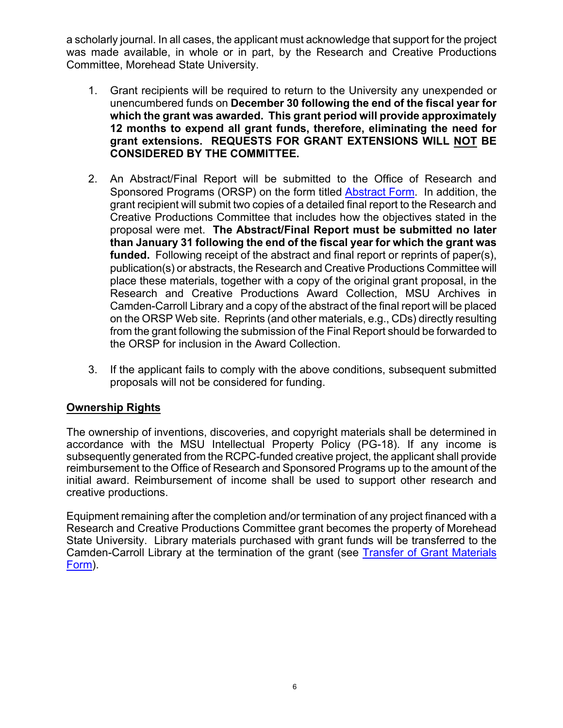a scholarly journal. In all cases, the applicant must acknowledge that support for the project was made available, in whole or in part, by the Research and Creative Productions Committee, Morehead State University.

1. Grant recipients will be required to return to the University any unexpended or unencumbered funds on **December 30 following the end of the fiscal year for which the grant was awarded. This grant period will provide approximately 12 months to expend all grant funds, therefore, eliminating the need for grant extensions. REQUESTS FOR GRANT EXTENSIONS WILL <u>NOT</u> BE CONSIDERED BY THE COMMITTEE.**

2. An Abstract/Final Report will be submitted to the Office of Research and Sponsored Programs (ORSP) on the form titled [Abstract Form](). In addition, the grant recipient will submit two copies of a detailed final report to the Research and Creative Productions Committee that includes how the objectives stated in the proposal were met. **The Abstract/Final Report must be submitted no later than January 31 following the end of the fiscal year for which the grant was funded.** Following receipt of the abstract and final report or reprints of paper(s), publication(s) or abstracts, the Research and Creative Productions Committee will place these materials, together with a copy of the original grant proposal, in the Research and Creative Productions Award Collection, MSU Archives in Camden-Carroll Library and a copy of the abstract of the final report will be placed on the ORSP Web site. Reprints (and other materials, e.g., CDs) directly resulting from the grant following the submission of the Final Report should be forwarded to the ORSP for inclusion in the Award Collection.

3. If the applicant fails to comply with the above conditions, subsequent submitted proposals will not be considered for funding.

## <u>Ownership Rights</u>

The ownership of inventions, discoveries, and copyright materials shall be determined in accordance with the MSU Intellectual Property Policy (PG-18). If any income is subsequently generated from the RCPC-funded creative project, the applicant shall provide reimbursement to the Office of Research and Sponsored Programs up to the amount of the initial award. Reimbursement of income shall be used to support other research and creative productions.

Equipment remaining after the completion and/or termination of any project financed with a Research and Creative Productions Committee grant becomes the property of Morehead State University. Library materials purchased with grant funds will be transferred to the Camden-Carroll Library at the termination of the grant (see [Transfer of Grant Materials Form]()).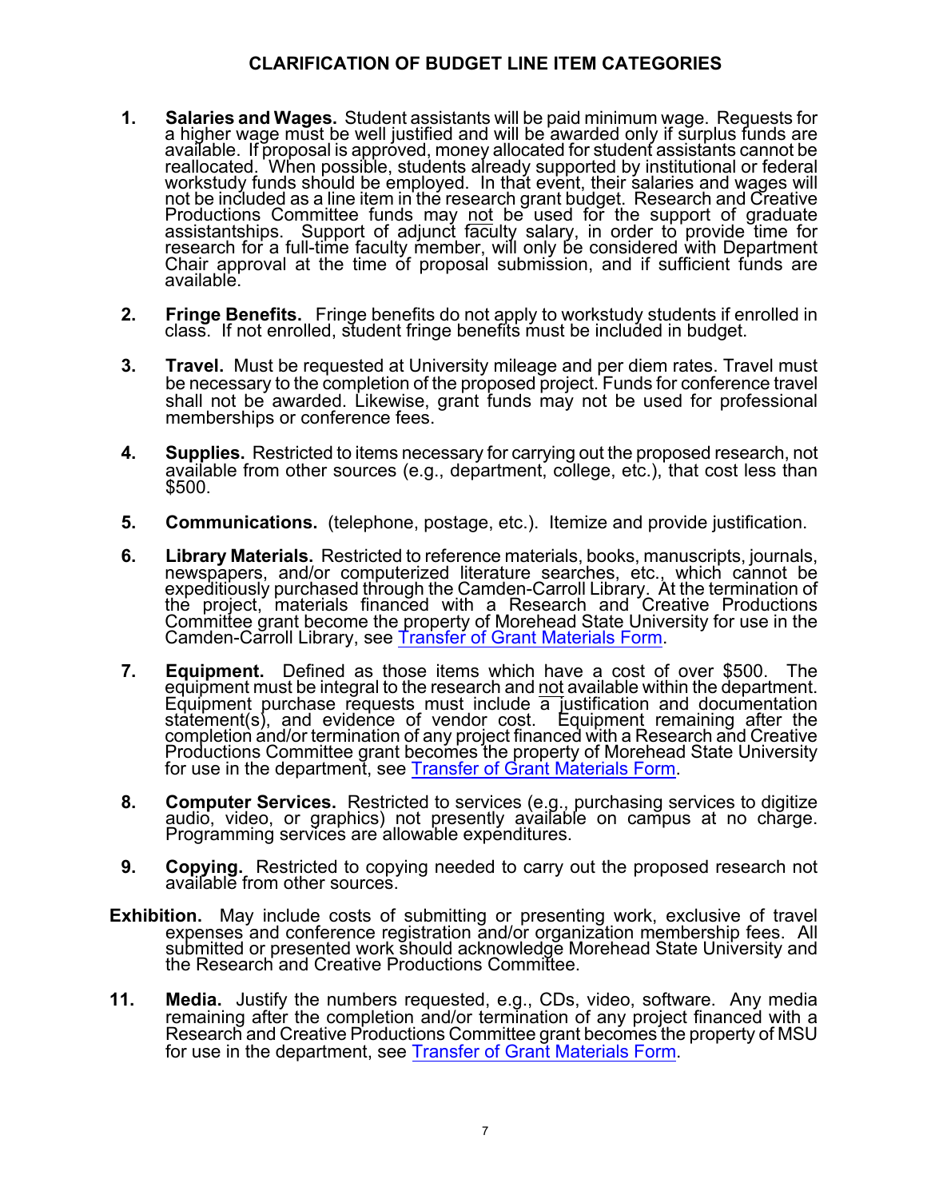## CLARIFICATION OF BUDGET LINE ITEM CATEGORIES

1. **Salaries and Wages.** Student assistants will be paid minimum wage. Requests for a higher wage must be well justified and will be awarded only if surplus funds are available. If proposal is approved, money allocated for student assistants cannot be reallocated. When possible, students already supported by institutional or federal workstudy funds should be employed. In that event, their salaries and wages will not be included as a line item in the research grant budget. Research and Creative Productions Committee funds may <u>not</u> be used for the support of graduate assistantships. Support of adjunct faculty salary, in order to provide time for research for a full-time faculty member, will only be considered with Department Chair approval at the time of proposal submission, and if sufficient funds are available.

2. **Fringe Benefits.** Fringe benefits do not apply to workstudy students if enrolled in class. If not enrolled, student fringe benefits must be included in budget.

3. **Travel.** Must be requested at University mileage and per diem rates. Travel must be necessary to the completion of the proposed project. Funds for conference travel shall not be awarded. Likewise, grant funds may not be used for professional memberships or conference fees.

4. **Supplies.** Restricted to items necessary for carrying out the proposed research, not available from other sources (e.g., department, college, etc.), that cost less than $500.

5. **Communications.** (telephone, postage, etc.). Itemize and provide justification.

6. **Library Materials.** Restricted to reference materials, books, manuscripts, journals, newspapers, and/or computerized literature searches, etc., which cannot be expeditiously purchased through the Camden-Carroll Library. At the termination of the project, materials financed with a Research and Creative Productions Committee grant become the property of Morehead State University for use in the Camden-Carroll Library, see Transfer of Grant Materials Form.

7. **Equipment.** Defined as those items which have a cost of over $500. The equipment must be integral to the research and <u>not</u> available within the department. Equipment purchase requests must include a justification and documentation statement(s), and evidence of vendor cost. Equipment remaining after the completion and/or termination of any project financed with a Research and Creative Productions Committee grant becomes the property of Morehead State University for use in the department, see Transfer of Grant Materials Form.

8. **Computer Services.** Restricted to services (e.g., purchasing services to digitize audio, video, or graphics) not presently available on campus at no charge. Programming services are allowable expenditures.

9. **Copying.** Restricted to copying needed to carry out the proposed research not available from other sources.

**Exhibition.** May include costs of submitting or presenting work, exclusive of travel expenses and conference registration and/or organization membership fees. All submitted or presented work should acknowledge Morehead State University and the Research and Creative Productions Committee.

11. **Media.** Justify the numbers requested, e.g., CDs, video, software. Any media remaining after the completion and/or termination of any project financed with a Research and Creative Productions Committee grant becomes the property of MSU for use in the department, see Transfer of Grant Materials Form.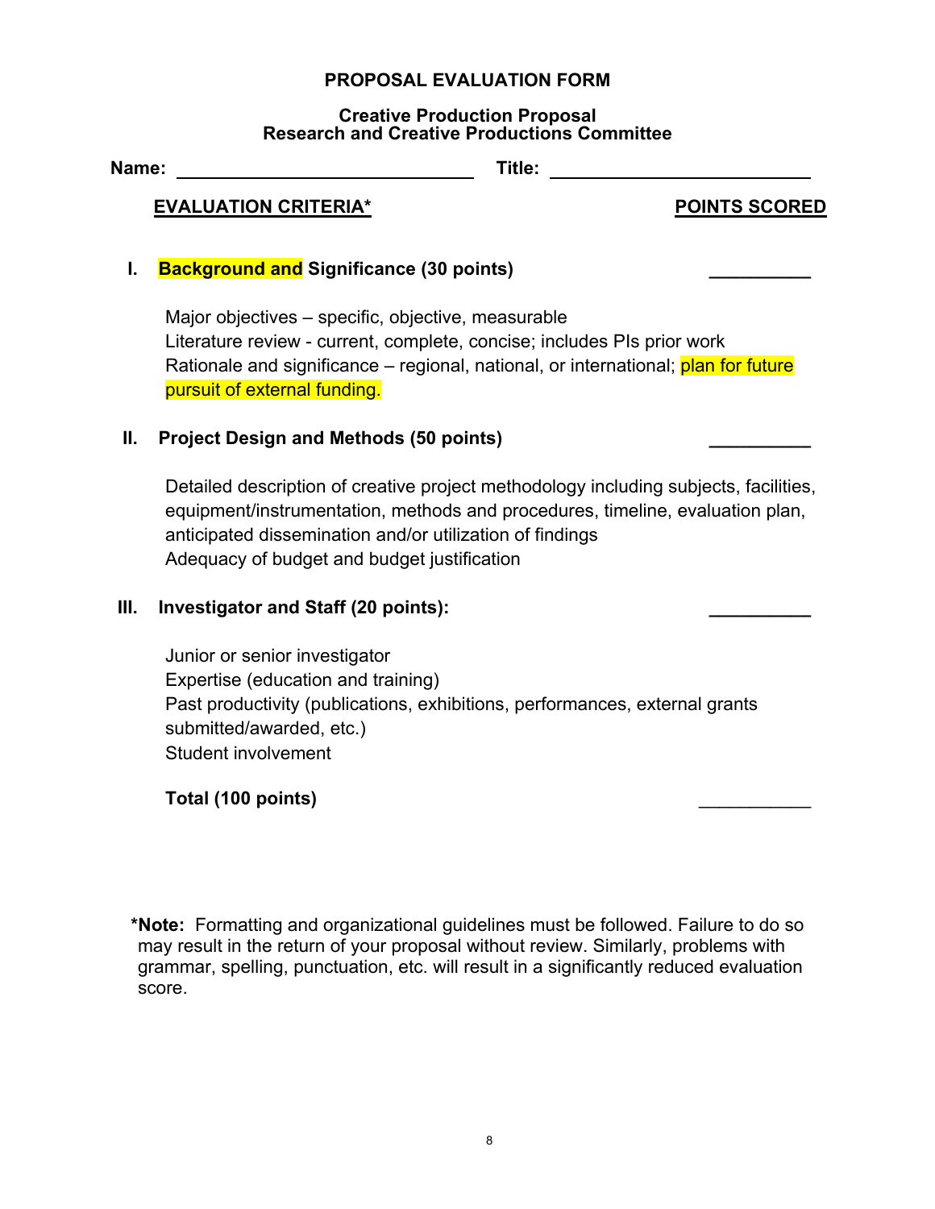## PROPOSAL EVALUATION FORM

### Creative Production Proposal
### Research and Creative Productions Committee

**Name:** ______________________________ **Title:** __________________________

| **EVALUATION CRITERIA*** | **POINTS SCORED** |
| --- | --- |
| **I. Background and Significance (30 points)** | __________ |
| Major objectives – specific, objective, measurable<br>Literature review - current, complete, concise; includes PIs prior work<br>Rationale and significance – regional, national, or international; plan for future pursuit of external funding. | |
| **II. Project Design and Methods (50 points)** | __________ |
| Detailed description of creative project methodology including subjects, facilities, equipment/instrumentation, methods and procedures, timeline, evaluation plan, anticipated dissemination and/or utilization of findings<br>Adequacy of budget and budget justification | |
| **III. Investigator and Staff (20 points):** | __________ |
| Junior or senior investigator<br>Expertise (education and training)<br>Past productivity (publications, exhibitions, performances, external grants submitted/awarded, etc.)<br>Student involvement | |
| **Total (100 points)** | ___________ |

***Note:** Formatting and organizational guidelines must be followed. Failure to do so may result in the return of your proposal without review. Similarly, problems with grammar, spelling, punctuation, etc. will result in a significantly reduced evaluation score.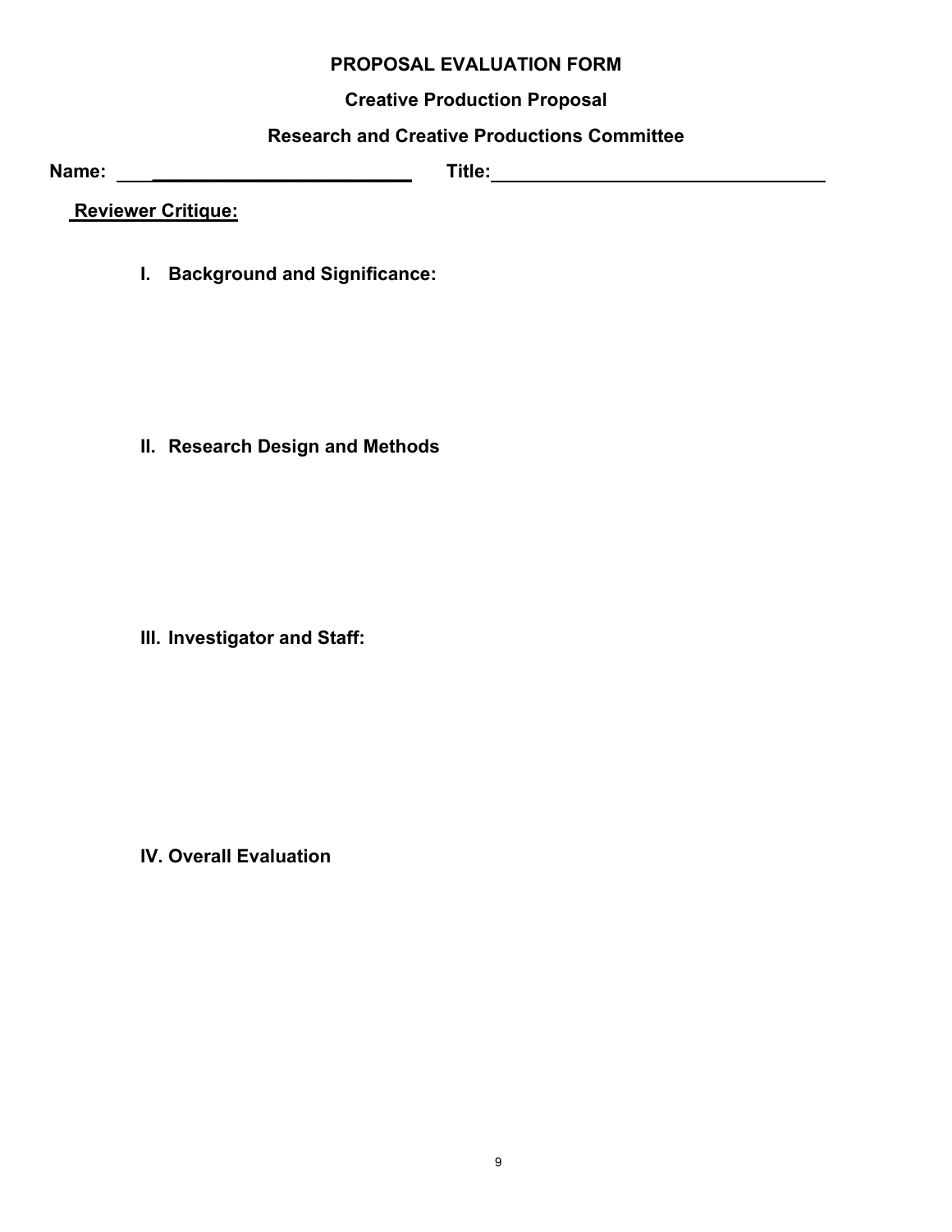# PROPOSAL EVALUATION FORM

## Creative Production Proposal

## Research and Creative Productions Committee

**Name:** ___________________________ **Title:** ___________________________________

**Reviewer Critique:**

**I. Background and Significance:**

**II. Research Design and Methods**

**III. Investigator and Staff:**

**IV. Overall Evaluation**